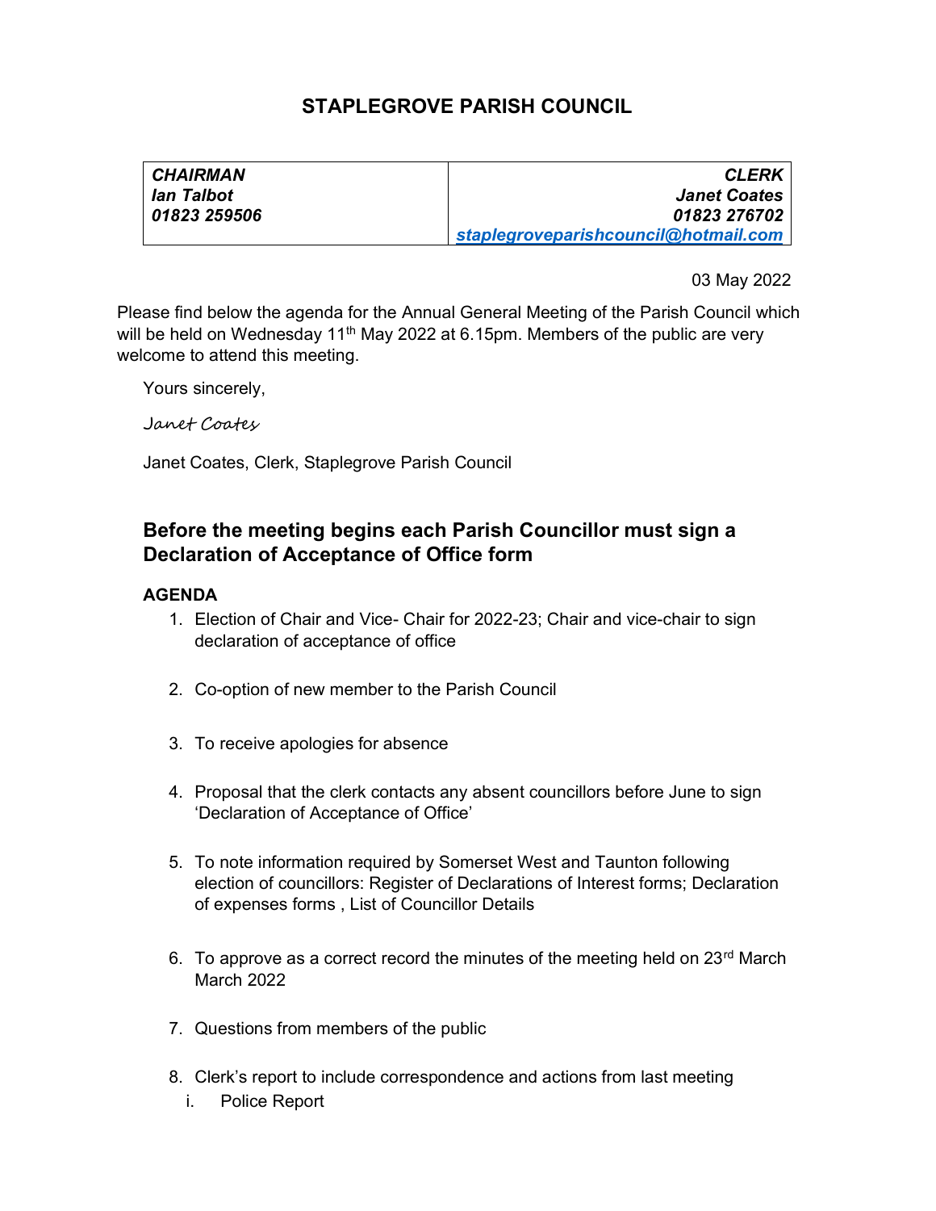# STAPLEGROVE PARISH COUNCIL

| *CHAIRMAN* | *CLERK* |
| --- | --- |
| *Ian Talbot* | *Janet Coates* |
| *01823 259506* | *01823 276702* |
| | *staplegroveparishcouncil@hotmail.com* |

03 May 2022

Please find below the agenda for the Annual General Meeting of the Parish Council which will be held on Wednesday 11th May 2022 at 6.15pm. Members of the public are very welcome to attend this meeting.

Yours sincerely,

*Janet Coates*

Janet Coates, Clerk, Staplegrove Parish Council

## Before the meeting begins each Parish Councillor must sign a Declaration of Acceptance of Office form

**AGENDA**

1. Election of Chair and Vice- Chair for 2022-23; Chair and vice-chair to sign declaration of acceptance of office

2. Co-option of new member to the Parish Council

3. To receive apologies for absence

4. Proposal that the clerk contacts any absent councillors before June to sign 'Declaration of Acceptance of Office'

5. To note information required by Somerset West and Taunton following election of councillors: Register of Declarations of Interest forms; Declaration of expenses forms , List of Councillor Details

6. To approve as a correct record the minutes of the meeting held on 23rd March March 2022

7. Questions from members of the public

8. Clerk's report to include correspondence and actions from last meeting
   i. Police Report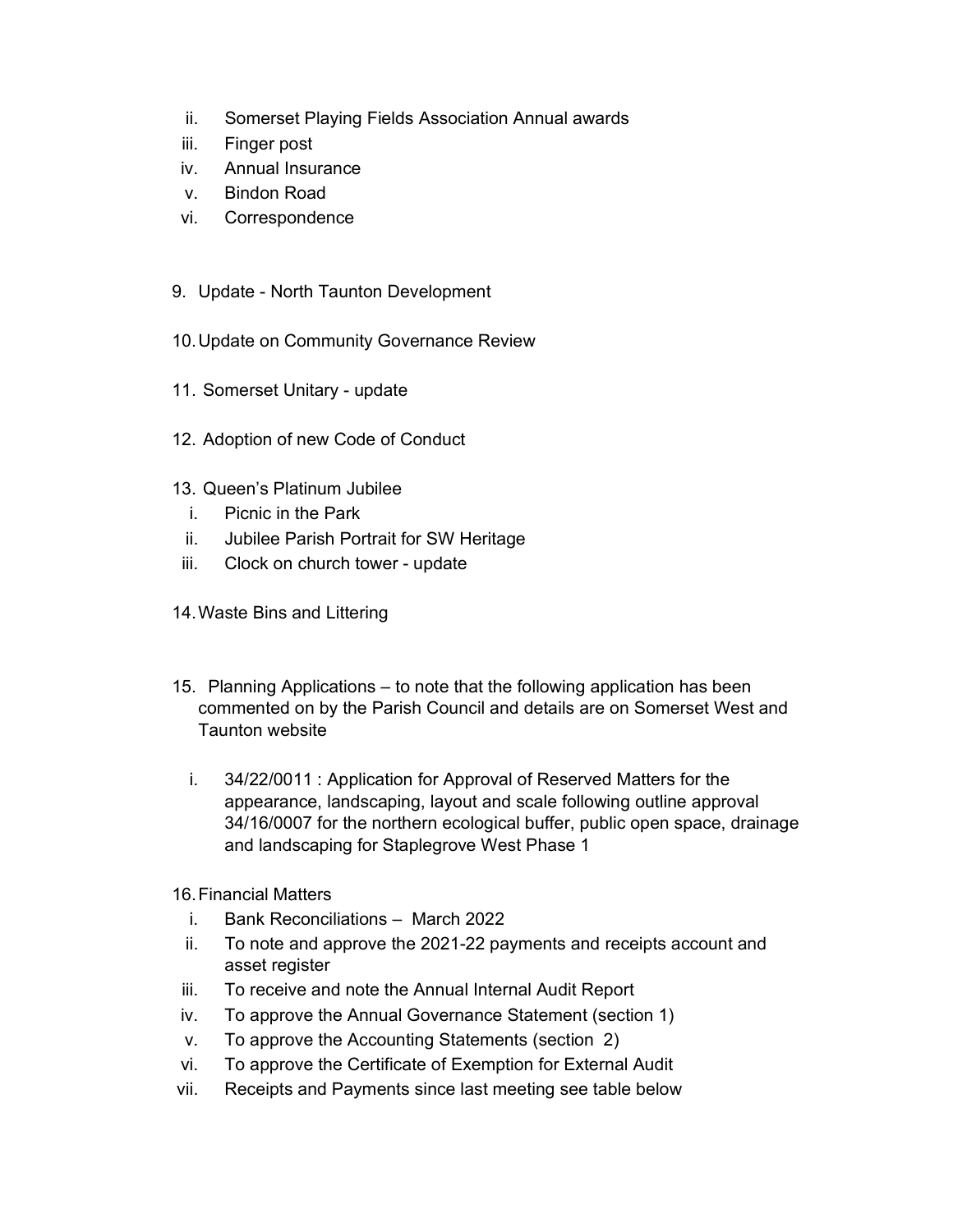ii. Somerset Playing Fields Association Annual awards
iii. Finger post
iv. Annual Insurance
v. Bindon Road
vi. Correspondence

9. Update - North Taunton Development

10. Update on Community Governance Review

11. Somerset Unitary - update

12. Adoption of new Code of Conduct

13. Queen's Platinum Jubilee
    i. Picnic in the Park
    ii. Jubilee Parish Portrait for SW Heritage
    iii. Clock on church tower - update

14. Waste Bins and Littering

15. Planning Applications – to note that the following application has been commented on by the Parish Council and details are on Somerset West and Taunton website

    i. 34/22/0011 : Application for Approval of Reserved Matters for the appearance, landscaping, layout and scale following outline approval 34/16/0007 for the northern ecological buffer, public open space, drainage and landscaping for Staplegrove West Phase 1

16. Financial Matters
    i. Bank Reconciliations – March 2022
    ii. To note and approve the 2021-22 payments and receipts account and asset register
    iii. To receive and note the Annual Internal Audit Report
    iv. To approve the Annual Governance Statement (section 1)
    v. To approve the Accounting Statements (section 2)
    vi. To approve the Certificate of Exemption for External Audit
    vii. Receipts and Payments since last meeting see table below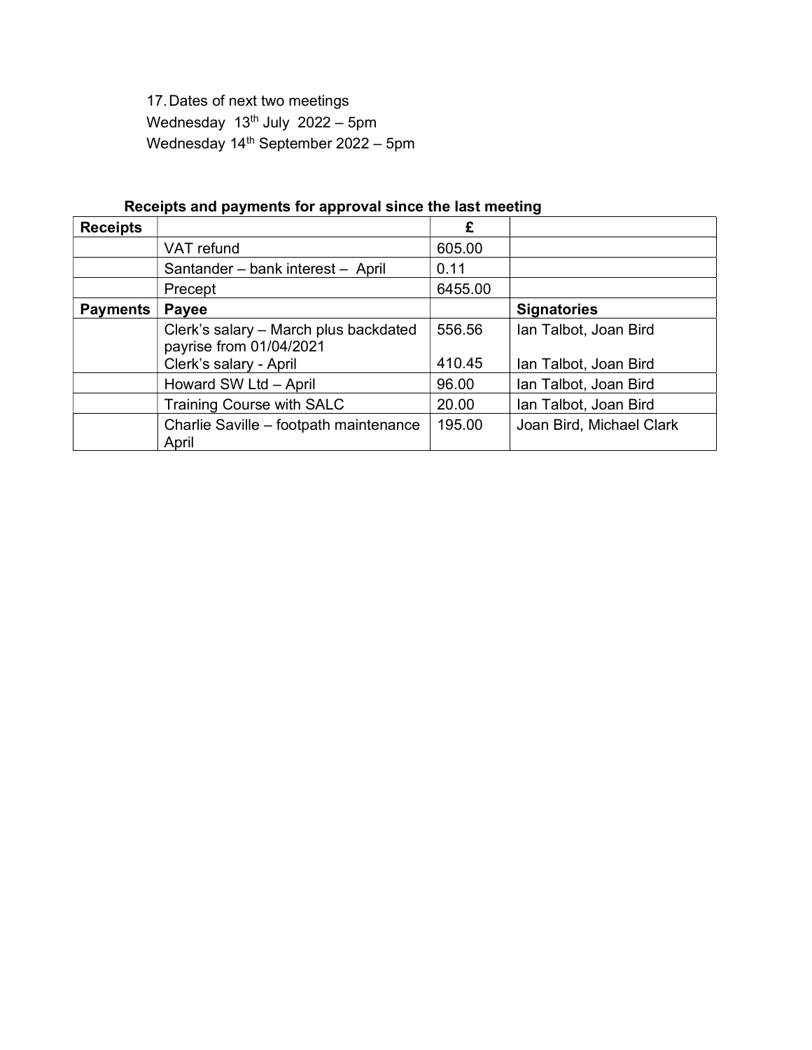17. Dates of next two meetings

Wednesday 13th July 2022 – 5pm

Wednesday 14th September 2022 – 5pm

**Receipts and payments for approval since the last meeting**

| **Receipts** | | **£** | |
|---|---|---|---|
| | VAT refund | 605.00 | |
| | Santander – bank interest – April | 0.11 | |
| | Precept | 6455.00 | |
| **Payments** | **Payee** | | **Signatories** |
| | Clerk's salary – March plus backdated payrise from 01/04/2021<br>Clerk's salary - April | 556.56<br><br>410.45 | Ian Talbot, Joan Bird<br><br>Ian Talbot, Joan Bird |
| | Howard SW Ltd – April | 96.00 | Ian Talbot, Joan Bird |
| | Training Course with SALC | 20.00 | Ian Talbot, Joan Bird |
| | Charlie Saville – footpath maintenance April | 195.00 | Joan Bird, Michael Clark |